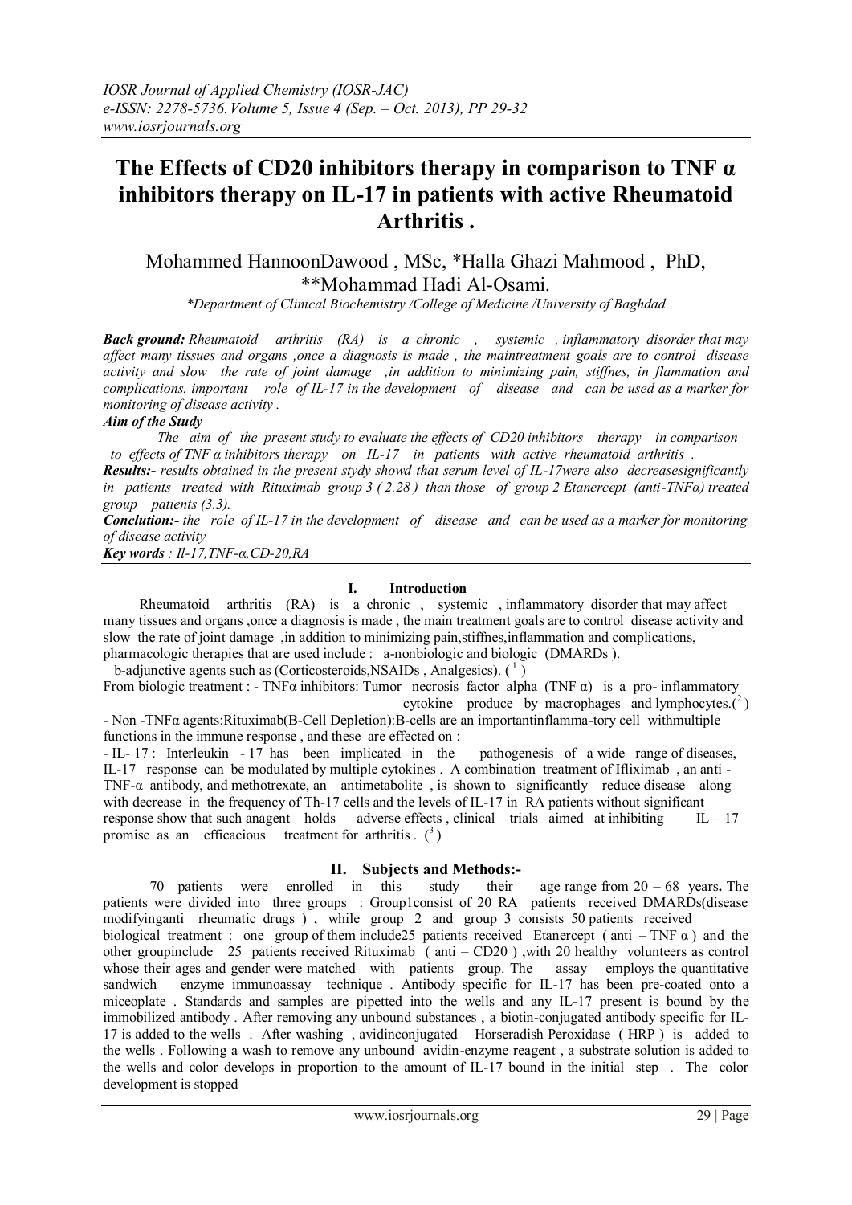# The Effects of CD20 inhibitors therapy in comparison to TNF α inhibitors therapy on IL-17 in patients with active Rheumatoid Arthritis .

Mohammed HannoonDawood , MSc, *Halla Ghazi Mahmood , PhD, **Mohammad Hadi Al-Osami.

*\*Department of Clinical Biochemistry /College of Medicine /University of Baghdad*

***Back ground:*** *Rheumatoid arthritis (RA) is a chronic , systemic , inflammatory disorder that may affect many tissues and organs ,once a diagnosis is made , the maintreatment goals are to control disease activity and slow the rate of joint damage ,in addition to minimizing pain, stiffnes, in flammation and complications. important role of IL-17 in the development of disease and can be used as a marker for monitoring of disease activity .*

***Aim of the Study***

*The aim of the present study to evaluate the effects of CD20 inhibitors therapy in comparison to effects of TNF α inhibitors therapy on IL-17 in patients with active rheumatoid arthritis .*

***Results:-*** *results obtained in the present stydy showd that serum level of IL-17were also decreasesignificantly in patients treated with Rituximab group 3 ( 2.28 ) than those of group 2 Etanercept (anti-TNFα) treated group patients (3.3).*

***Conclusion:-*** *the role of IL-17 in the development of disease and can be used as a marker for monitoring of disease activity*

***Key words*** *: Il-17,TNF-α,CD-20,RA*

## I. Introduction

Rheumatoid arthritis (RA) is a chronic , systemic , inflammatory disorder that may affect many tissues and organs ,once a diagnosis is made , the main treatment goals are to control disease activity and slow the rate of joint damage ,in addition to minimizing pain,stiffnes,inflammation and complications, pharmacologic therapies that are used include : a-nonbiologic and biologic (DMARDs ).

b-adjunctive agents such as (Corticosteroids,NSAIDs , Analgesics). ([1])

From biologic treatment : - TNFα inhibitors: Tumor necrosis factor alpha (TNF α) is a pro- inflammatory cytokine produce by macrophages and lymphocytes.([2])

- Non -TNFα agents:Rituximab(B-Cell Depletion):B-cells are an importantinflamma-tory cell withmultiple functions in the immune response , and these are effected on :

- IL- 17 : Interleukin - 17 has been implicated in the pathogenesis of a wide range of diseases, IL-17 response can be modulated by multiple cytokines . A combination treatment of Ifliximab , an anti - TNF-α antibody, and methotrexate, an antimetabolite , is shown to significantly reduce disease along with decrease in the frequency of Th-17 cells and the levels of IL-17 in RA patients without significant response show that such anagent holds adverse effects , clinical trials aimed at inhibiting IL – 17 promise as an efficacious treatment for arthritis . ([3])

## II. Subjects and Methods:-

70 patients were enrolled in this study their age range from 20 – 68 years**.** The patients were divided into three groups : Group1consist of 20 RA patients received DMARDs(disease modifyinganti rheumatic drugs ) , while group 2 and group 3 consists 50 patients received biological treatment : one group of them include25 patients received Etanercept ( anti – TNF α ) and the other groupinclude 25 patients received Rituximab ( anti – CD20 ) ,with 20 healthy volunteers as control whose their ages and gender were matched with patients group. The assay employs the quantitative sandwich enzyme immunoassay technique . Antibody specific for IL-17 has been pre-coated onto a miceoplate . Standards and samples are pipetted into the wells and any IL-17 present is bound by the immobilized antibody . After removing any unbound substances , a biotin-conjugated antibody specific for IL-17 is added to the wells . After washing , avidinconjugated Horseradish Peroxidase ( HRP ) is added to the wells . Following a wash to remove any unbound avidin-enzyme reagent , a substrate solution is added to the wells and color develops in proportion to the amount of IL-17 bound in the initial step . The color development is stopped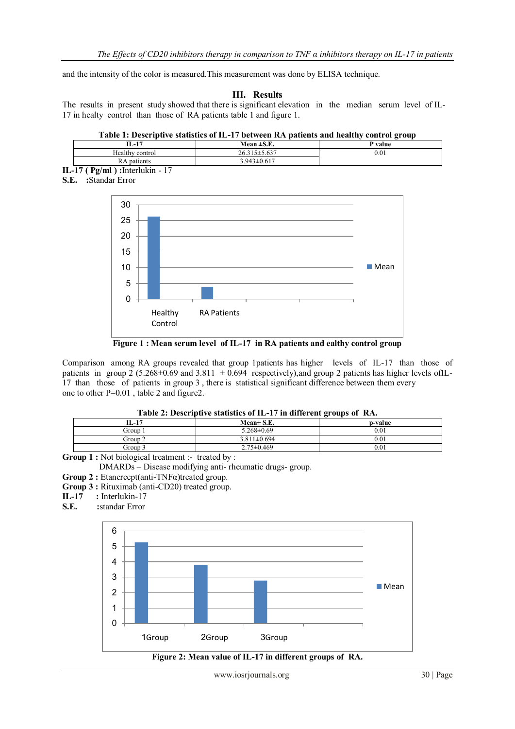and the intensity of the color is measured.This measurement was done by ELISA technique.

## III. Results

The results in present study showed that there is significant elevation in the median serum level of IL-17 in healty control than those of RA patients table 1 and figure 1.

**Table 1: Descriptive statistics of IL-17 between RA patients and healthy control group**

| IL-17 | Mean ±S.E. | P value |
|---|---|---|
| Healthy control | 26.315±5.637 | 0.01 |
| RA patients | 3.943±0.617 | |

**IL-17 ( Pg/ml ) :**Interlukin - 17
**S.E. :**Standar Error

**Figure 1 : Mean serum level of IL-17 in RA patients and ealthy control group**

Comparison among RA groups revealed that group 1patients has higher levels of IL-17 than those of patients in group 2 (5.268±0.69 and 3.811 ± 0.694 respectively),and group 2 patients has higher levels ofIL-17 than those of patients in group 3 , there is statistical significant difference between them every one to other P=0.01 , table 2 and figure2.

**Table 2: Descriptive statistics of IL-17 in different groups of RA.**

| IL-17 | Mean± S.E. | p-value |
|---|---|---|
| Group 1 | 5.268±0.69 | 0.01 |
| Group 2 | 3.811±0.694 | 0.01 |
| Group 3 | 2.75±0.469 | 0.01 |

**Group 1 :** Not biological treatment :- treated by :
DMARDs – Disease modifying anti- rheumatic drugs- group.
**Group 2 :** Etanercept(anti-TNFα)treated group.
**Group 3 :** Rituximab (anti-CD20) treated group.
**IL-17 :** Interlukin-17
**S.E. :**standar Error

**Figure 2: Mean value of IL-17 in different groups of RA.**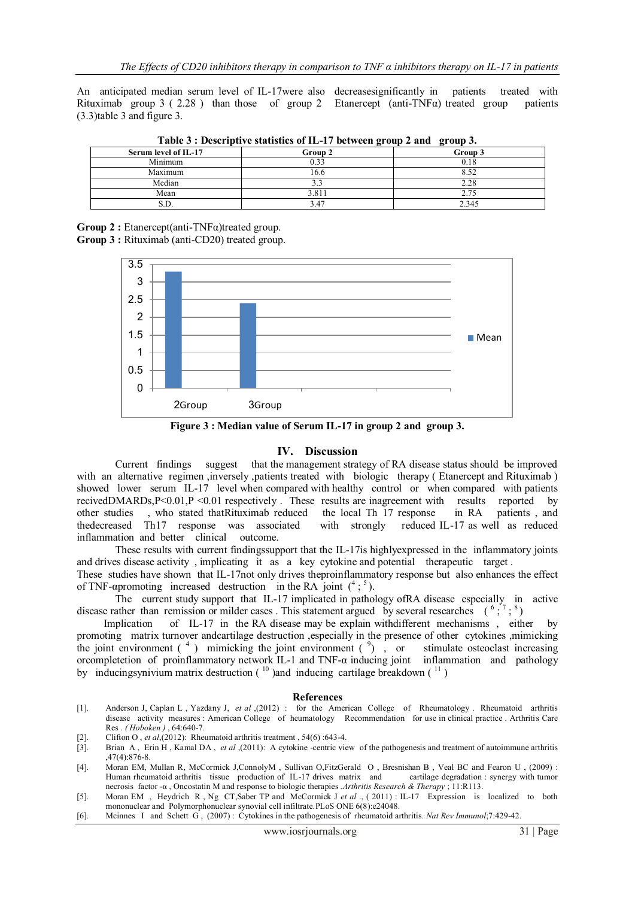An anticipated median serum level of IL-17were also decreasesignificantly in patients treated with Rituximab group 3 ( 2.28 ) than those of group 2 Etanercept (anti-TNFα) treated group patients (3.3)table 3 and figure 3.

**Table 3 : Descriptive statistics of IL-17 between group 2 and group 3.**

| Serum level of IL-17 | Group 2 | Group 3 |
|---|---|---|
| Minimum | 0.33 | 0.18 |
| Maximum | 16.6 | 8.52 |
| Median | 3.3 | 2.28 |
| Mean | 3.811 | 2.75 |
| S.D. | 3.47 | 2.345 |

**Group 2 :** Etanercept(anti-TNFα)treated group.
**Group 3 :** Rituximab (anti-CD20) treated group.

**Figure 3 : Median value of Serum IL-17 in group 2 and group 3.**

## IV. Discussion

Current findings suggest that the management strategy of RA disease status should be improved with an alternative regimen ,inversely ,patients treated with biologic therapy ( Etanercept and Rituximab ) showed lower serum IL-17 level when compared with healthy control or when compared with patients recivedDMARDs,$P<0.01$,$P<0.01$ respectively . These results are inagreement with results reported by other studies , who stated thatRituximab reduced the local Th 17 response in RA patients , and thedecreased Th17 response was associated with strongly reduced IL-17 as well as reduced inflammation and better clinical outcome.

These results with current findingssupport that the IL-17is highlyexpressed in the inflammatory joints and drives disease activity , implicating it as a key cytokine and potential therapeutic target .
These studies have shown that IL-17not only drives theproinflammatory response but also enhances the effect of TNF-αpromoting increased destruction in the RA joint ([4] ; [5]).

The current study support that IL-17 implicated in pathology ofRA disease especially in active disease rather than remission or milder cases . This statement argued by several researches ([6] ; [7] ; [8])

Implication of IL-17 in the RA disease may be explain withdifferent mechanisms , either by promoting matrix turnover andcartilage destruction ,especially in the presence of other cytokines ,mimicking the joint environment ([4]) mimicking the joint environment ([9]) , or stimulate osteoclast increasing orcompletetion of proinflammatory network IL-1 and TNF-α inducing joint inflammation and pathology by inducingsynivium matrix destruction ([10])and inducing cartilage breakdown ([11])

## References

[1]. Anderson J, Caplan L , Yazdany J, *et al* ,(2012) : for the American College of Rheumatology . Rheumatoid arthritis disease activity measures : American College of heumatology Recommendation for use in clinical practice . Arthritis Care Res . *( Hoboken )* , 64:640-7.

[2]. Clifton O , *et al*,(2012): Rheumatoid arthritis treatment , 54(6) :643-4.

[3]. Brian A , Erin H , Kamal DA , *et al* ,(2011): A cytokine -centric view of the pathogenesis and treatment of autoimmune arthritis ,47(4):876-8.

[4]. Moran EM, Mullan R, McCormick J,ConnolyM , Sullivan O,FitzGerald O , Bresnishan B , Veal BC and Fearon U , (2009) : Human rheumatoid arthritis tissue production of IL-17 drives matrix and cartilage degradation : synergy with tumor necrosis factor -α , Oncostatin M and response to biologic therapies .*Arthritis Research & Therapy* ; 11:R113.

[5]. Moran EM , Heydrich R , Ng CT,Saber TP and McCormick J *et al* ., ( 2011) : IL-17 Expression is localized to both mononuclear and Polymorphonuclear synovial cell infiltrate.PLoS ONE 6(8):e24048.

[6]. Mcinnes I and Schett G , (2007) : Cytokines in the pathogenesis of rheumatoid arthritis. *Nat Rev Immunol*;7:429-42.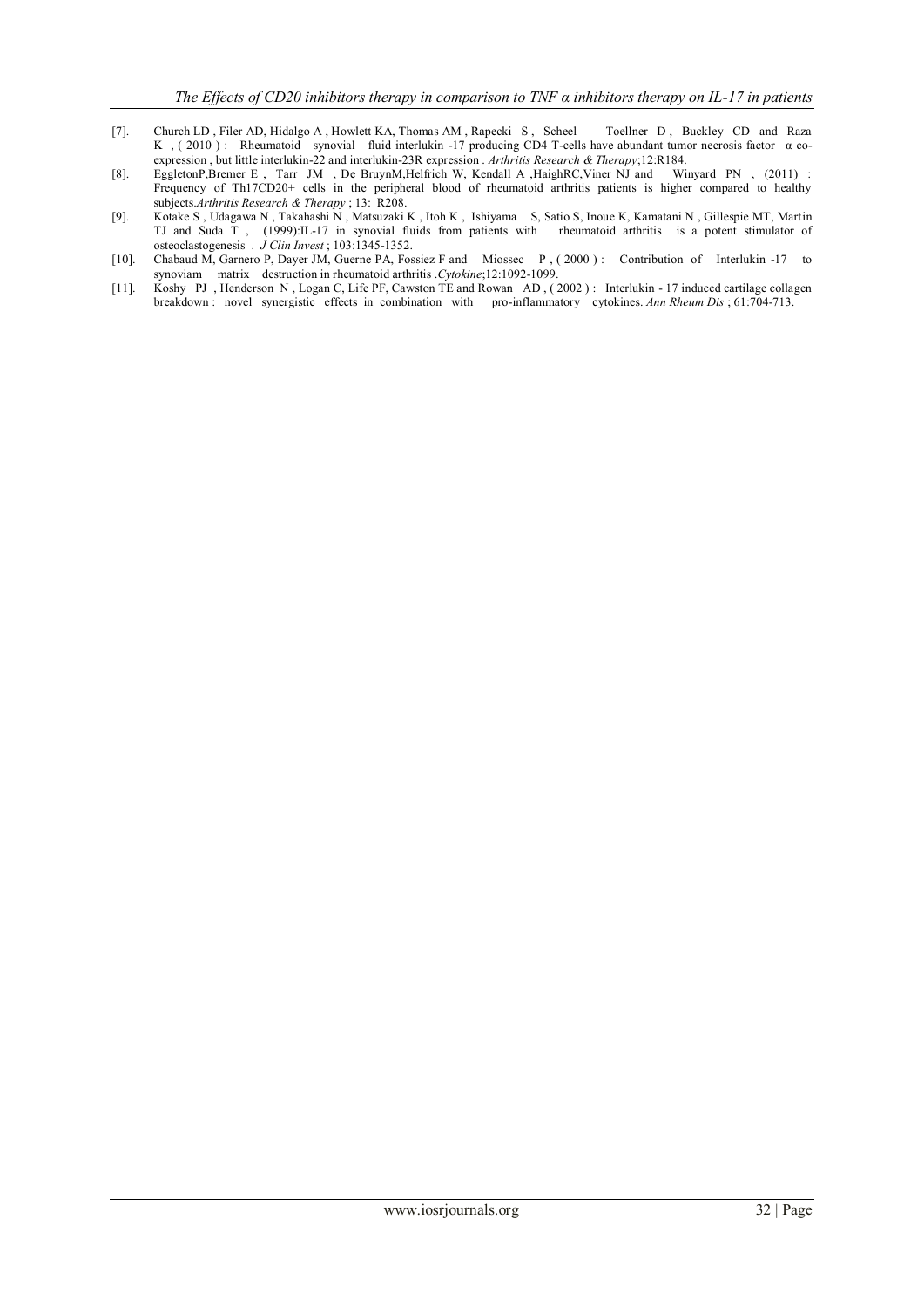[7]. Church LD , Filer AD, Hidalgo A , Howlett KA, Thomas AM , Rapecki S , Scheel – Toellner D , Buckley CD and Raza K , ( 2010 ) : Rheumatoid synovial fluid interlukin -17 producing CD4 T-cells have abundant tumor necrosis factor –α co-expression , but little interlukin-22 and interlukin-23R expression . *Arthritis Research & Therapy*;12:R184.

[8]. EggletonP,Bremer E , Tarr JM , De BruynM,Helfrich W, Kendall A ,HaighRC,Viner NJ and Winyard PN , (2011) : Frequency of Th17CD20+ cells in the peripheral blood of rheumatoid arthritis patients is higher compared to healthy subjects.*Arthritis Research & Therapy* ; 13: R208.

[9]. Kotake S , Udagawa N , Takahashi N , Matsuzaki K , Itoh K , Ishiyama S, Satio S, Inoue K, Kamatani N , Gillespie MT, Martin TJ and Suda T , (1999):IL-17 in synovial fluids from patients with rheumatoid arthritis is a potent stimulator of osteoclastogenesis . *J Clin Invest* ; 103:1345-1352.

[10]. Chabaud M, Garnero P, Dayer JM, Guerne PA, Fossiez F and Miossec P , ( 2000 ) : Contribution of Interlukin -17 to synoviam matrix destruction in rheumatoid arthritis .*Cytokine*;12:1092-1099.

[11]. Koshy PJ , Henderson N , Logan C, Life PF, Cawston TE and Rowan AD , ( 2002 ) : Interlukin - 17 induced cartilage collagen breakdown : novel synergistic effects in combination with pro-inflammatory cytokines. *Ann Rheum Dis* ; 61:704-713.